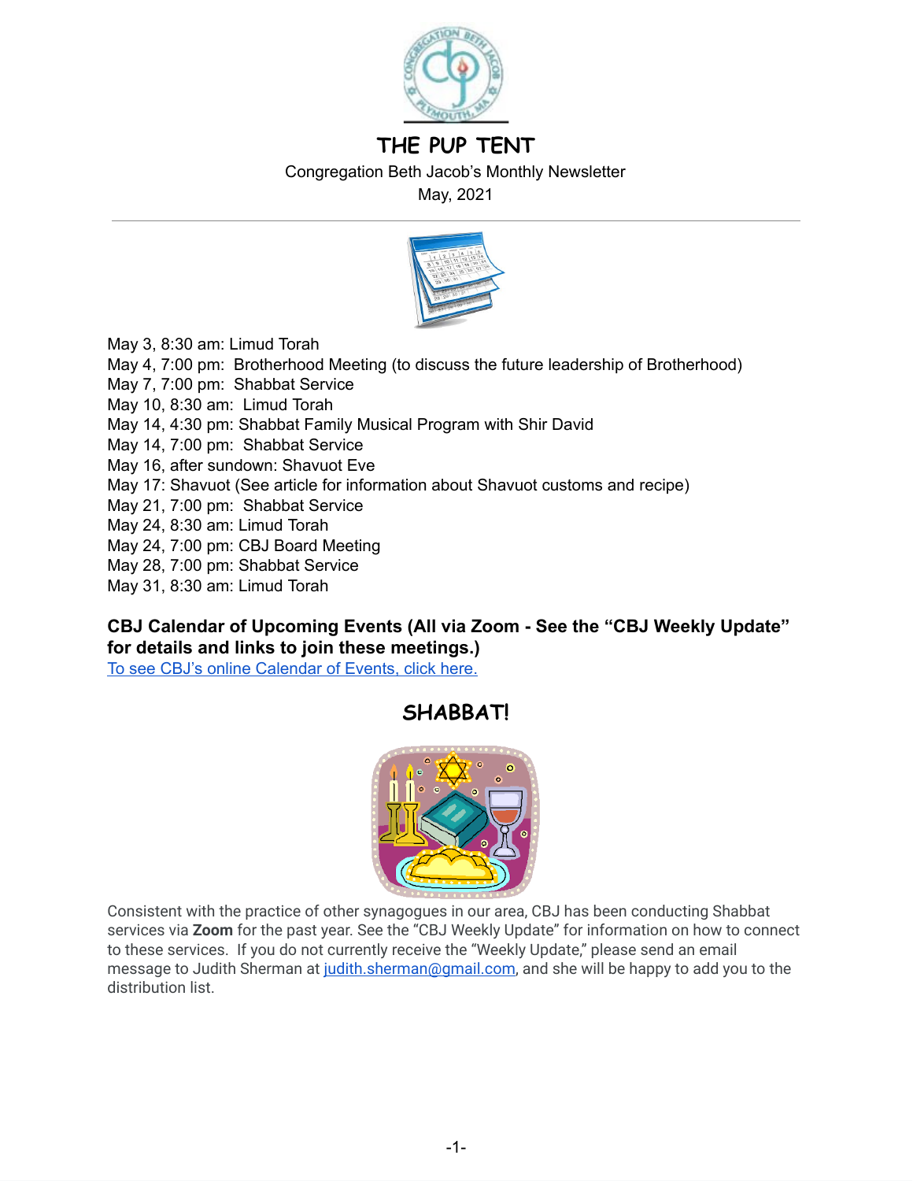# THE PUP TENT

Congregation Beth Jacob's Monthly Newsletter

May, 2021

May 3, 8:30 am: Limud Torah
May 4, 7:00 pm: Brotherhood Meeting (to discuss the future leadership of Brotherhood)
May 7, 7:00 pm: Shabbat Service
May 10, 8:30 am: Limud Torah
May 14, 4:30 pm: Shabbat Family Musical Program with Shir David
May 14, 7:00 pm: Shabbat Service
May 16, after sundown: Shavuot Eve
May 17: Shavuot (See article for information about Shavuot customs and recipe)
May 21, 7:00 pm: Shabbat Service
May 24, 8:30 am: Limud Torah
May 24, 7:00 pm: CBJ Board Meeting
May 28, 7:00 pm: Shabbat Service
May 31, 8:30 am: Limud Torah

**CBJ Calendar of Upcoming Events (All via Zoom - See the "CBJ Weekly Update" for details and links to join these meetings.)**

To see CBJ's online Calendar of Events, click here.

## SHABBAT!

Consistent with the practice of other synagogues in our area, CBJ has been conducting Shabbat services via **Zoom** for the past year. See the "CBJ Weekly Update" for information on how to connect to these services. If you do not currently receive the "Weekly Update," please send an email message to Judith Sherman at judith.sherman@gmail.com, and she will be happy to add you to the distribution list.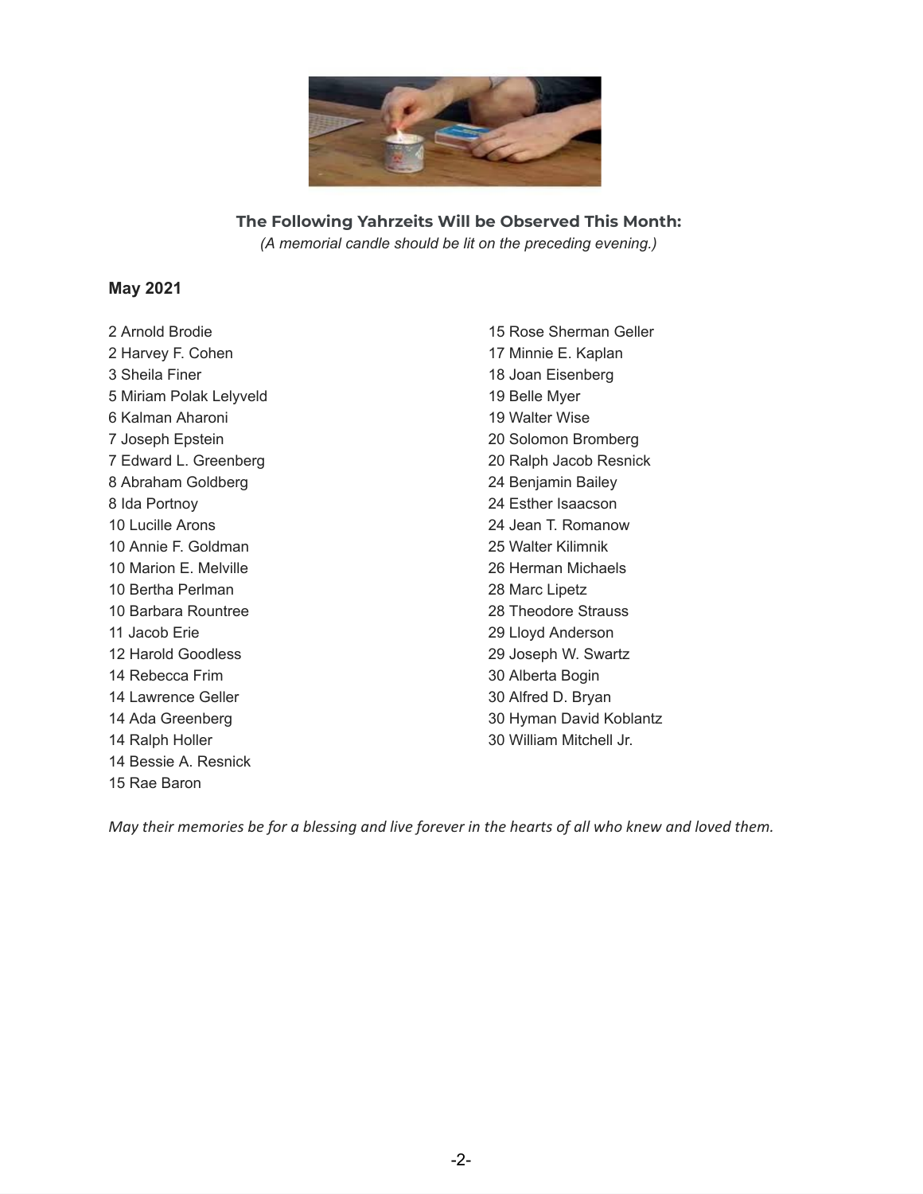**The Following Yahrzeits Will be Observed This Month:**

*(A memorial candle should be lit on the preceding evening.)*

**May 2021**

2 Arnold Brodie
2 Harvey F. Cohen
3 Sheila Finer
5 Miriam Polak Lelyveld
6 Kalman Aharoni
7 Joseph Epstein
7 Edward L. Greenberg
8 Abraham Goldberg
8 Ida Portnoy
10 Lucille Arons
10 Annie F. Goldman
10 Marion E. Melville
10 Bertha Perlman
10 Barbara Rountree
11 Jacob Erie
12 Harold Goodless
14 Rebecca Frim
14 Lawrence Geller
14 Ada Greenberg
14 Ralph Holler
14 Bessie A. Resnick
15 Rae Baron
15 Rose Sherman Geller
17 Minnie E. Kaplan
18 Joan Eisenberg
19 Belle Myer
19 Walter Wise
20 Solomon Bromberg
20 Ralph Jacob Resnick
24 Benjamin Bailey
24 Esther Isaacson
24 Jean T. Romanow
25 Walter Kilimnik
26 Herman Michaels
28 Marc Lipetz
28 Theodore Strauss
29 Lloyd Anderson
29 Joseph W. Swartz
30 Alberta Bogin
30 Alfred D. Bryan
30 Hyman David Koblantz
30 William Mitchell Jr.

*May their memories be for a blessing and live forever in the hearts of all who knew and loved them.*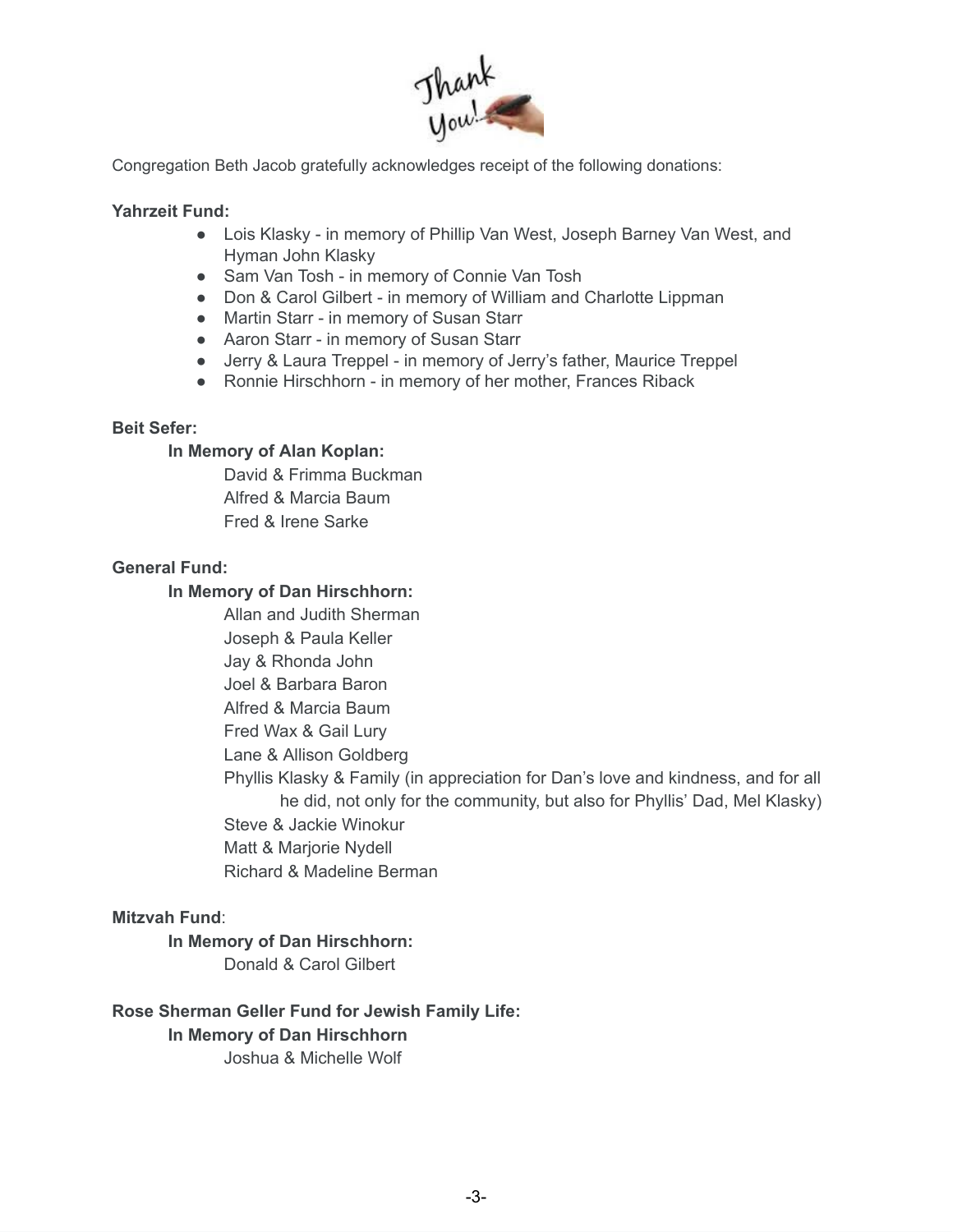Thank You!

Congregation Beth Jacob gratefully acknowledges receipt of the following donations:

**Yahrzeit Fund:**

- Lois Klasky - in memory of Phillip Van West, Joseph Barney Van West, and Hyman John Klasky
- Sam Van Tosh - in memory of Connie Van Tosh
- Don & Carol Gilbert - in memory of William and Charlotte Lippman
- Martin Starr - in memory of Susan Starr
- Aaron Starr - in memory of Susan Starr
- Jerry & Laura Treppel - in memory of Jerry's father, Maurice Treppel
- Ronnie Hirschhorn - in memory of her mother, Frances Riback

**Beit Sefer:**

**In Memory of Alan Koplan:**

David & Frimma Buckman
Alfred & Marcia Baum
Fred & Irene Sarke

**General Fund:**

**In Memory of Dan Hirschhorn:**

Allan and Judith Sherman
Joseph & Paula Keller
Jay & Rhonda John
Joel & Barbara Baron
Alfred & Marcia Baum
Fred Wax & Gail Lury
Lane & Allison Goldberg
Phyllis Klasky & Family (in appreciation for Dan's love and kindness, and for all he did, not only for the community, but also for Phyllis' Dad, Mel Klasky)
Steve & Jackie Winokur
Matt & Marjorie Nydell
Richard & Madeline Berman

**Mitzvah Fund**:

**In Memory of Dan Hirschhorn:**

Donald & Carol Gilbert

**Rose Sherman Geller Fund for Jewish Family Life:**

**In Memory of Dan Hirschhorn**

Joshua & Michelle Wolf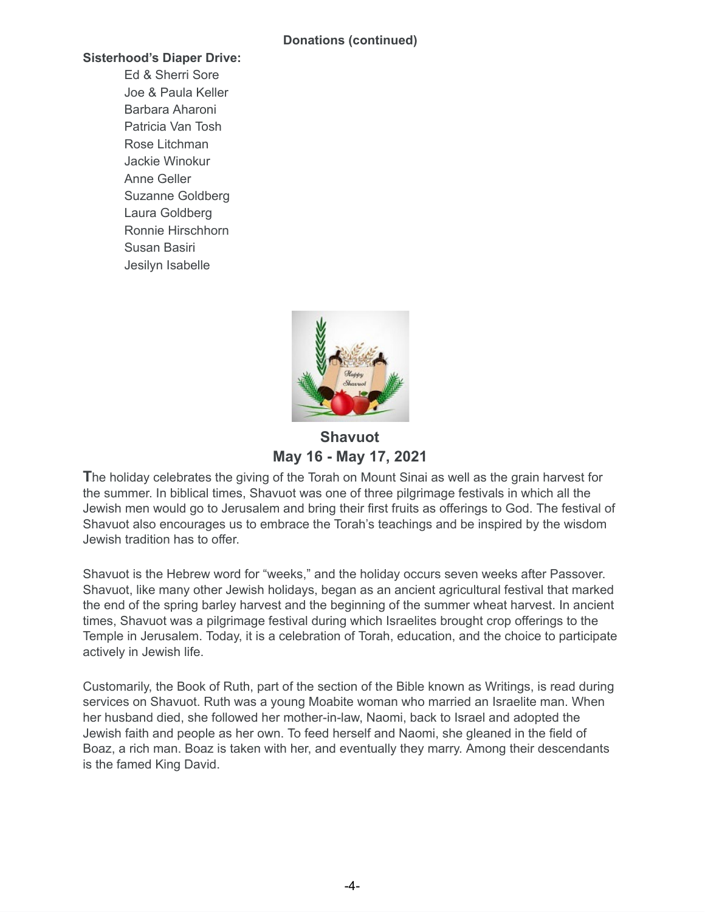**Donations (continued)**

**Sisterhood's Diaper Drive:**

Ed & Sherri Sore
Joe & Paula Keller
Barbara Aharoni
Patricia Van Tosh
Rose Litchman
Jackie Winokur
Anne Geller
Suzanne Goldberg
Laura Goldberg
Ronnie Hirschhorn
Susan Basiri
Jesilyn Isabelle

## Shavuot
## May 16 - May 17, 2021

The holiday celebrates the giving of the Torah on Mount Sinai as well as the grain harvest for the summer. In biblical times, Shavuot was one of three pilgrimage festivals in which all the Jewish men would go to Jerusalem and bring their first fruits as offerings to God. The festival of Shavuot also encourages us to embrace the Torah's teachings and be inspired by the wisdom Jewish tradition has to offer.

Shavuot is the Hebrew word for "weeks," and the holiday occurs seven weeks after Passover. Shavuot, like many other Jewish holidays, began as an ancient agricultural festival that marked the end of the spring barley harvest and the beginning of the summer wheat harvest. In ancient times, Shavuot was a pilgrimage festival during which Israelites brought crop offerings to the Temple in Jerusalem. Today, it is a celebration of Torah, education, and the choice to participate actively in Jewish life.

Customarily, the Book of Ruth, part of the section of the Bible known as Writings, is read during services on Shavuot. Ruth was a young Moabite woman who married an Israelite man. When her husband died, she followed her mother-in-law, Naomi, back to Israel and adopted the Jewish faith and people as her own. To feed herself and Naomi, she gleaned in the field of Boaz, a rich man. Boaz is taken with her, and eventually they marry. Among their descendants is the famed King David.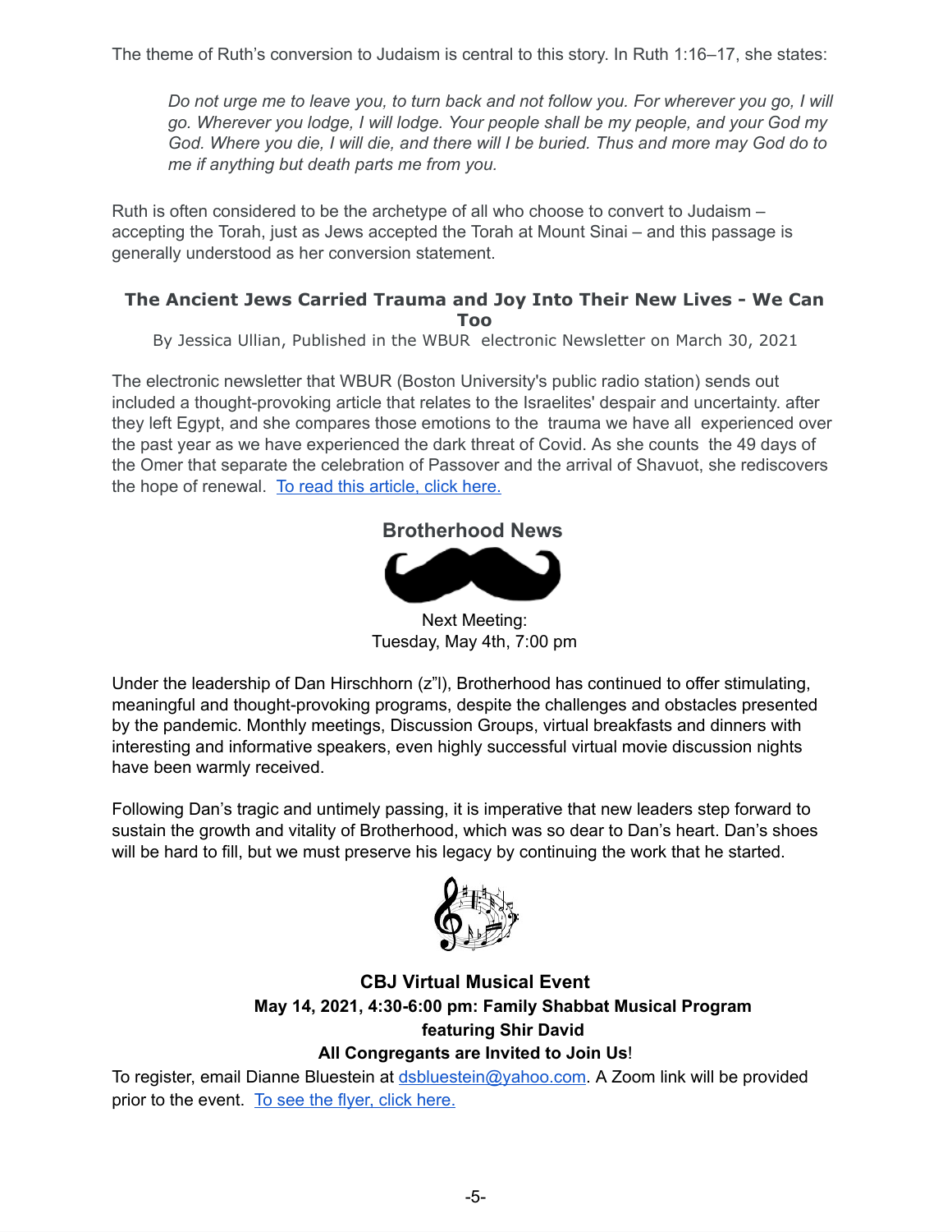The theme of Ruth's conversion to Judaism is central to this story. In Ruth 1:16–17, she states:

> *Do not urge me to leave you, to turn back and not follow you. For wherever you go, I will go. Wherever you lodge, I will lodge. Your people shall be my people, and your God my God. Where you die, I will die, and there will I be buried. Thus and more may God do to me if anything but death parts me from you.*

Ruth is often considered to be the archetype of all who choose to convert to Judaism – accepting the Torah, just as Jews accepted the Torah at Mount Sinai – and this passage is generally understood as her conversion statement.

### The Ancient Jews Carried Trauma and Joy Into Their New Lives - We Can Too

By Jessica Ullian, Published in the WBUR electronic Newsletter on March 30, 2021

The electronic newsletter that WBUR (Boston University's public radio station) sends out included a thought-provoking article that relates to the Israelites' despair and uncertainty. after they left Egypt, and she compares those emotions to the trauma we have all experienced over the past year as we have experienced the dark threat of Covid. As she counts the 49 days of the Omer that separate the celebration of Passover and the arrival of Shavuot, she rediscovers the hope of renewal. To read this article, click here.

### Brotherhood News

Next Meeting:
Tuesday, May 4th, 7:00 pm

Under the leadership of Dan Hirschhorn (z"l), Brotherhood has continued to offer stimulating, meaningful and thought-provoking programs, despite the challenges and obstacles presented by the pandemic. Monthly meetings, Discussion Groups, virtual breakfasts and dinners with interesting and informative speakers, even highly successful virtual movie discussion nights have been warmly received.

Following Dan's tragic and untimely passing, it is imperative that new leaders step forward to sustain the growth and vitality of Brotherhood, which was so dear to Dan's heart. Dan's shoes will be hard to fill, but we must preserve his legacy by continuing the work that he started.

### CBJ Virtual Musical Event

**May 14, 2021, 4:30-6:00 pm: Family Shabbat Musical Program featuring Shir David**

**All Congregants are Invited to Join Us!**

To register, email Dianne Bluestein at dsbluestein@yahoo.com. A Zoom link will be provided prior to the event. To see the flyer, click here.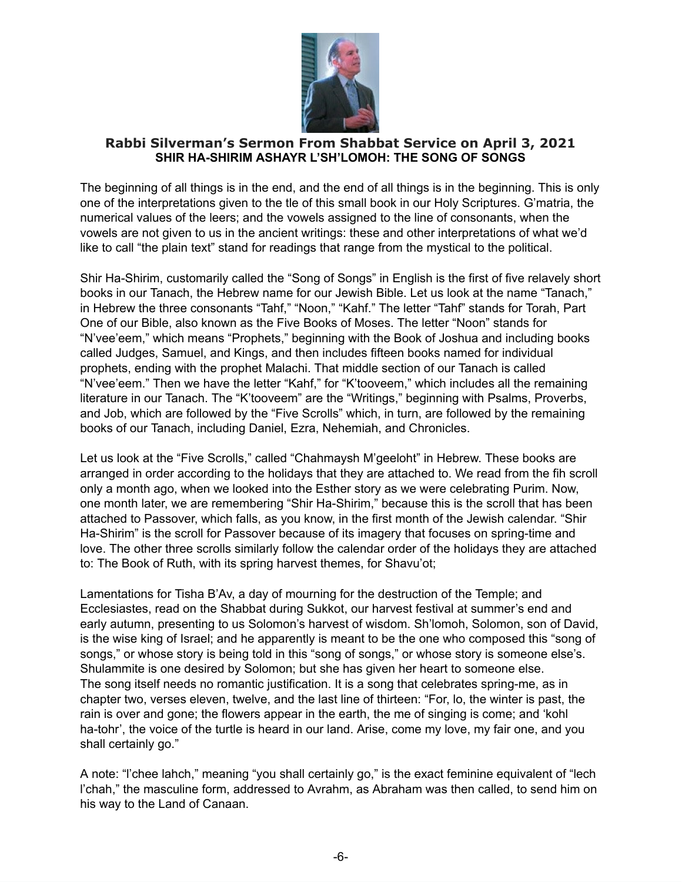## Rabbi Silverman's Sermon From Shabbat Service on April 3, 2021

### SHIR HA-SHIRIM ASHAYR L'SH'LOMOH: THE SONG OF SONGS

The beginning of all things is in the end, and the end of all things is in the beginning. This is only one of the interpretations given to the tle of this small book in our Holy Scriptures. G'matria, the numerical values of the leers; and the vowels assigned to the line of consonants, when the vowels are not given to us in the ancient writings: these and other interpretations of what we'd like to call "the plain text" stand for readings that range from the mystical to the political.

Shir Ha-Shirim, customarily called the "Song of Songs" in English is the first of five relavely short books in our Tanach, the Hebrew name for our Jewish Bible. Let us look at the name "Tanach," in Hebrew the three consonants "Tahf," "Noon," "Kahf." The letter "Tahf" stands for Torah, Part One of our Bible, also known as the Five Books of Moses. The letter "Noon" stands for "N'vee'eem," which means "Prophets," beginning with the Book of Joshua and including books called Judges, Samuel, and Kings, and then includes fifteen books named for individual prophets, ending with the prophet Malachi. That middle section of our Tanach is called "N'vee'eem." Then we have the letter "Kahf," for "K'tooveem," which includes all the remaining literature in our Tanach. The "K'tooveem" are the "Writings," beginning with Psalms, Proverbs, and Job, which are followed by the "Five Scrolls" which, in turn, are followed by the remaining books of our Tanach, including Daniel, Ezra, Nehemiah, and Chronicles.

Let us look at the "Five Scrolls," called "Chahmaysh M'geeloht" in Hebrew. These books are arranged in order according to the holidays that they are attached to. We read from the fih scroll only a month ago, when we looked into the Esther story as we were celebrating Purim. Now, one month later, we are remembering "Shir Ha-Shirim," because this is the scroll that has been attached to Passover, which falls, as you know, in the first month of the Jewish calendar. "Shir Ha-Shirim" is the scroll for Passover because of its imagery that focuses on spring-time and love. The other three scrolls similarly follow the calendar order of the holidays they are attached to: The Book of Ruth, with its spring harvest themes, for Shavu'ot;

Lamentations for Tisha B'Av, a day of mourning for the destruction of the Temple; and Ecclesiastes, read on the Shabbat during Sukkot, our harvest festival at summer's end and early autumn, presenting to us Solomon's harvest of wisdom. Sh'lomoh, Solomon, son of David, is the wise king of Israel; and he apparently is meant to be the one who composed this "song of songs," or whose story is being told in this "song of songs," or whose story is someone else's. Shulammite is one desired by Solomon; but she has given her heart to someone else.
The song itself needs no romantic justification. It is a song that celebrates spring-me, as in chapter two, verses eleven, twelve, and the last line of thirteen: "For, lo, the winter is past, the rain is over and gone; the flowers appear in the earth, the me of singing is come; and 'kohl ha-tohr', the voice of the turtle is heard in our land. Arise, come my love, my fair one, and you shall certainly go."

A note: "l'chee lahch," meaning "you shall certainly go," is the exact feminine equivalent of "lech l'chah," the masculine form, addressed to Avrahm, as Abraham was then called, to send him on his way to the Land of Canaan.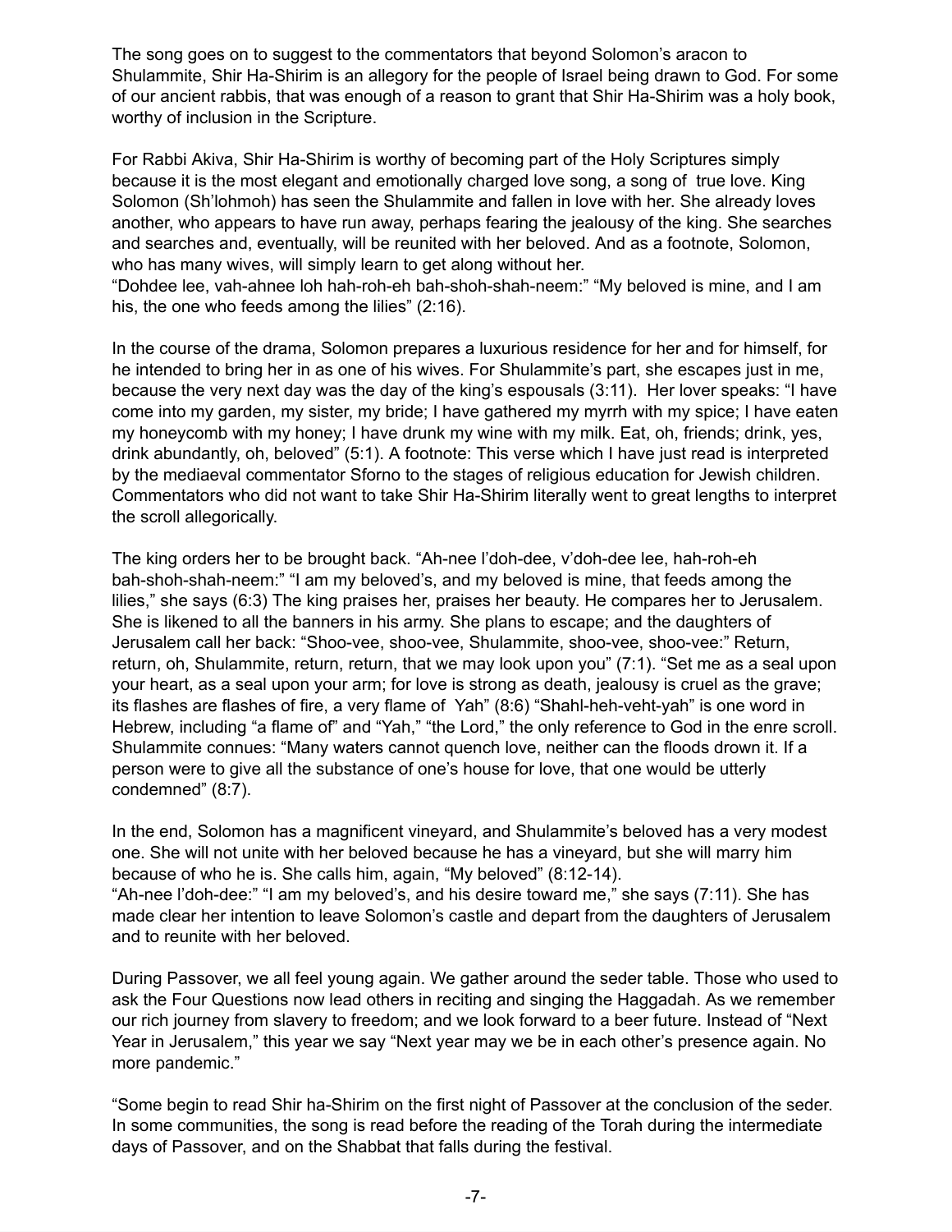The song goes on to suggest to the commentators that beyond Solomon's aracon to Shulammite, Shir Ha-Shirim is an allegory for the people of Israel being drawn to God. For some of our ancient rabbis, that was enough of a reason to grant that Shir Ha-Shirim was a holy book, worthy of inclusion in the Scripture.

For Rabbi Akiva, Shir Ha-Shirim is worthy of becoming part of the Holy Scriptures simply because it is the most elegant and emotionally charged love song, a song of true love. King Solomon (Sh'lohmoh) has seen the Shulammite and fallen in love with her. She already loves another, who appears to have run away, perhaps fearing the jealousy of the king. She searches and searches and, eventually, will be reunited with her beloved. And as a footnote, Solomon, who has many wives, will simply learn to get along without her.
"Dohdee lee, vah-ahnee loh hah-roh-eh bah-shoh-shah-neem:" "My beloved is mine, and I am his, the one who feeds among the lilies" (2:16).

In the course of the drama, Solomon prepares a luxurious residence for her and for himself, for he intended to bring her in as one of his wives. For Shulammite's part, she escapes just in me, because the very next day was the day of the king's espousals (3:11). Her lover speaks: "I have come into my garden, my sister, my bride; I have gathered my myrrh with my spice; I have eaten my honeycomb with my honey; I have drunk my wine with my milk. Eat, oh, friends; drink, yes, drink abundantly, oh, beloved" (5:1). A footnote: This verse which I have just read is interpreted by the mediaeval commentator Sforno to the stages of religious education for Jewish children. Commentators who did not want to take Shir Ha-Shirim literally went to great lengths to interpret the scroll allegorically.

The king orders her to be brought back. "Ah-nee l'doh-dee, v'doh-dee lee, hah-roh-eh bah-shoh-shah-neem:" "I am my beloved's, and my beloved is mine, that feeds among the lilies," she says (6:3) The king praises her, praises her beauty. He compares her to Jerusalem. She is likened to all the banners in his army. She plans to escape; and the daughters of Jerusalem call her back: "Shoo-vee, shoo-vee, Shulammite, shoo-vee, shoo-vee:" Return, return, oh, Shulammite, return, return, that we may look upon you" (7:1). "Set me as a seal upon your heart, as a seal upon your arm; for love is strong as death, jealousy is cruel as the grave; its flashes are flashes of fire, a very flame of Yah" (8:6) "Shahl-heh-veht-yah" is one word in Hebrew, including "a flame of" and "Yah," "the Lord," the only reference to God in the enre scroll. Shulammite connues: "Many waters cannot quench love, neither can the floods drown it. If a person were to give all the substance of one's house for love, that one would be utterly condemned" (8:7).

In the end, Solomon has a magnificent vineyard, and Shulammite's beloved has a very modest one. She will not unite with her beloved because he has a vineyard, but she will marry him because of who he is. She calls him, again, "My beloved" (8:12-14).
"Ah-nee l'doh-dee:" "I am my beloved's, and his desire toward me," she says (7:11). She has made clear her intention to leave Solomon's castle and depart from the daughters of Jerusalem and to reunite with her beloved.

During Passover, we all feel young again. We gather around the seder table. Those who used to ask the Four Questions now lead others in reciting and singing the Haggadah. As we remember our rich journey from slavery to freedom; and we look forward to a beer future. Instead of "Next Year in Jerusalem," this year we say "Next year may we be in each other's presence again. No more pandemic."

"Some begin to read Shir ha-Shirim on the first night of Passover at the conclusion of the seder. In some communities, the song is read before the reading of the Torah during the intermediate days of Passover, and on the Shabbat that falls during the festival.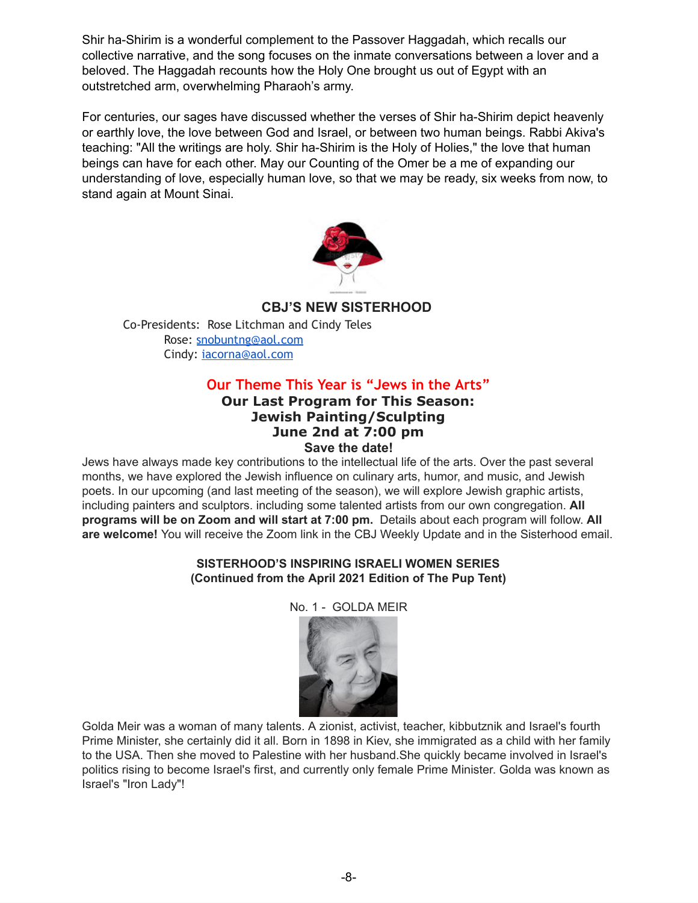Shir ha-Shirim is a wonderful complement to the Passover Haggadah, which recalls our collective narrative, and the song focuses on the inmate conversations between a lover and a beloved. The Haggadah recounts how the Holy One brought us out of Egypt with an outstretched arm, overwhelming Pharaoh's army.

For centuries, our sages have discussed whether the verses of Shir ha-Shirim depict heavenly or earthly love, the love between God and Israel, or between two human beings. Rabbi Akiva's teaching: "All the writings are holy. Shir ha-Shirim is the Holy of Holies," the love that human beings can have for each other. May our Counting of the Omer be a me of expanding our understanding of love, especially human love, so that we may be ready, six weeks from now, to stand again at Mount Sinai.

## CBJ'S NEW SISTERHOOD

Co-Presidents: Rose Litchman and Cindy Teles
Rose: snobuntng@aol.com
Cindy: iacorna@aol.com

### Our Theme This Year is "Jews in the Arts"

**Our Last Program for This Season:**
**Jewish Painting/Sculpting**
**June 2nd at 7:00 pm**
**Save the date!**

Jews have always made key contributions to the intellectual life of the arts. Over the past several months, we have explored the Jewish influence on culinary arts, humor, and music, and Jewish poets. In our upcoming (and last meeting of the season), we will explore Jewish graphic artists, including painters and sculptors. including some talented artists from our own congregation. **All programs will be on Zoom and will start at 7:00 pm.** Details about each program will follow. **All are welcome!** You will receive the Zoom link in the CBJ Weekly Update and in the Sisterhood email.

**SISTERHOOD'S INSPIRING ISRAELI WOMEN SERIES**
**(Continued from the April 2021 Edition of The Pup Tent)**

No. 1 - GOLDA MEIR

Golda Meir was a woman of many talents. A zionist, activist, teacher, kibbutznik and Israel's fourth Prime Minister, she certainly did it all. Born in 1898 in Kiev, she immigrated as a child with her family to the USA. Then she moved to Palestine with her husband.She quickly became involved in Israel's politics rising to become Israel's first, and currently only female Prime Minister. Golda was known as Israel's "Iron Lady"!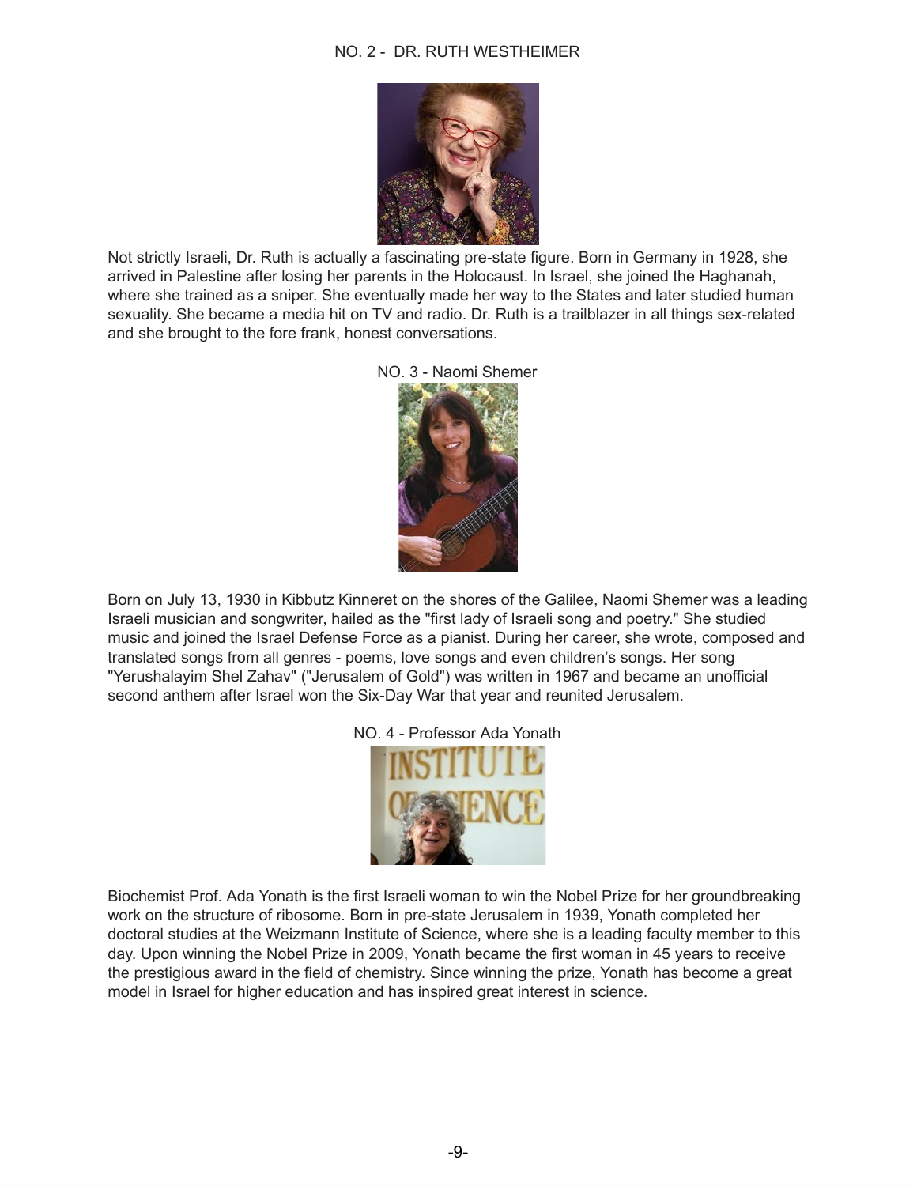## NO. 2 - DR. RUTH WESTHEIMER

Not strictly Israeli, Dr. Ruth is actually a fascinating pre-state figure. Born in Germany in 1928, she arrived in Palestine after losing her parents in the Holocaust. In Israel, she joined the Haghanah, where she trained as a sniper. She eventually made her way to the States and later studied human sexuality. She became a media hit on TV and radio. Dr. Ruth is a trailblazer in all things sex-related and she brought to the fore frank, honest conversations.

## NO. 3 - Naomi Shemer

Born on July 13, 1930 in Kibbutz Kinneret on the shores of the Galilee, Naomi Shemer was a leading Israeli musician and songwriter, hailed as the "first lady of Israeli song and poetry." She studied music and joined the Israel Defense Force as a pianist. During her career, she wrote, composed and translated songs from all genres - poems, love songs and even children's songs. Her song "Yerushalayim Shel Zahav" ("Jerusalem of Gold") was written in 1967 and became an unofficial second anthem after Israel won the Six-Day War that year and reunited Jerusalem.

## NO. 4 - Professor Ada Yonath

Biochemist Prof. Ada Yonath is the first Israeli woman to win the Nobel Prize for her groundbreaking work on the structure of ribosome. Born in pre-state Jerusalem in 1939, Yonath completed her doctoral studies at the Weizmann Institute of Science, where she is a leading faculty member to this day. Upon winning the Nobel Prize in 2009, Yonath became the first woman in 45 years to receive the prestigious award in the field of chemistry. Since winning the prize, Yonath has become a great model in Israel for higher education and has inspired great interest in science.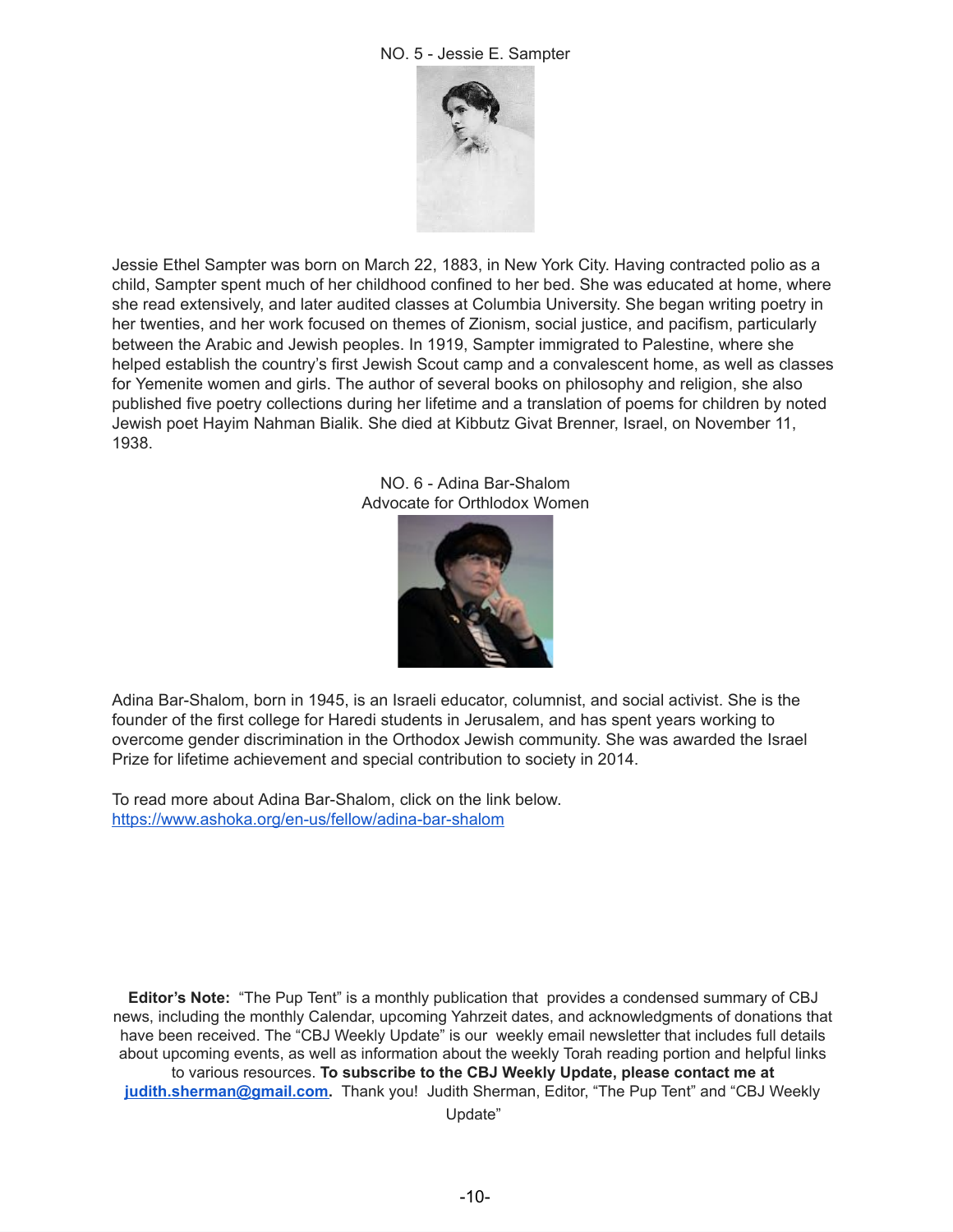NO. 5 - Jessie E. Sampter

Jessie Ethel Sampter was born on March 22, 1883, in New York City. Having contracted polio as a child, Sampter spent much of her childhood confined to her bed. She was educated at home, where she read extensively, and later audited classes at Columbia University. She began writing poetry in her twenties, and her work focused on themes of Zionism, social justice, and pacifism, particularly between the Arabic and Jewish peoples. In 1919, Sampter immigrated to Palestine, where she helped establish the country's first Jewish Scout camp and a convalescent home, as well as classes for Yemenite women and girls. The author of several books on philosophy and religion, she also published five poetry collections during her lifetime and a translation of poems for children by noted Jewish poet Hayim Nahman Bialik. She died at Kibbutz Givat Brenner, Israel, on November 11, 1938.

NO. 6 - Adina Bar-Shalom
Advocate for Orthlodox Women

Adina Bar-Shalom, born in 1945, is an Israeli educator, columnist, and social activist. She is the founder of the first college for Haredi students in Jerusalem, and has spent years working to overcome gender discrimination in the Orthodox Jewish community. She was awarded the Israel Prize for lifetime achievement and special contribution to society in 2014.

To read more about Adina Bar-Shalom, click on the link below.
https://www.ashoka.org/en-us/fellow/adina-bar-shalom

**Editor's Note:** "The Pup Tent" is a monthly publication that provides a condensed summary of CBJ news, including the monthly Calendar, upcoming Yahrzeit dates, and acknowledgments of donations that have been received. The "CBJ Weekly Update" is our weekly email newsletter that includes full details about upcoming events, as well as information about the weekly Torah reading portion and helpful links to various resources. **To subscribe to the CBJ Weekly Update, please contact me at judith.sherman@gmail.com.** Thank you! Judith Sherman, Editor, "The Pup Tent" and "CBJ Weekly Update"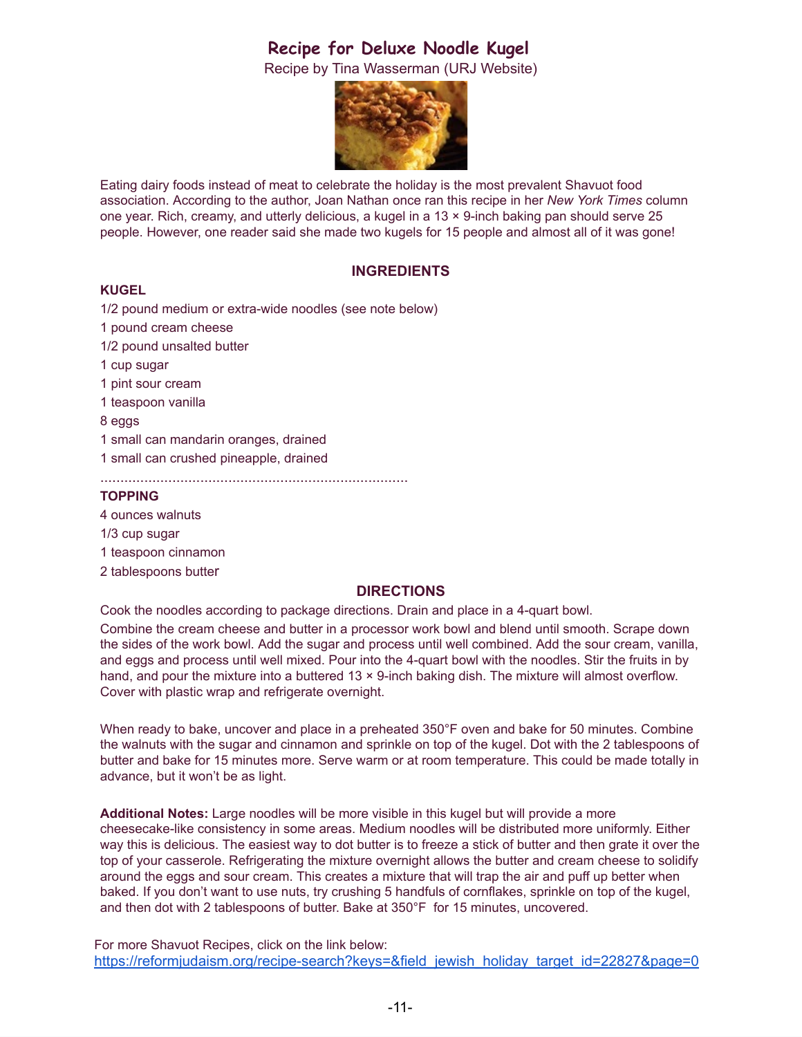# Recipe for Deluxe Noodle Kugel

Recipe by Tina Wasserman (URJ Website)

Eating dairy foods instead of meat to celebrate the holiday is the most prevalent Shavuot food association. According to the author, Joan Nathan once ran this recipe in her *New York Times* column one year. Rich, creamy, and utterly delicious, a kugel in a 13 × 9-inch baking pan should serve 25 people. However, one reader said she made two kugels for 15 people and almost all of it was gone!

## INGREDIENTS

### KUGEL

1/2 pound medium or extra-wide noodles (see note below)
1 pound cream cheese
1/2 pound unsalted butter
1 cup sugar
1 pint sour cream
1 teaspoon vanilla
8 eggs
1 small can mandarin oranges, drained
1 small can crushed pineapple, drained

### TOPPING

4 ounces walnuts
1/3 cup sugar
1 teaspoon cinnamon
2 tablespoons butter

## DIRECTIONS

Cook the noodles according to package directions. Drain and place in a 4-quart bowl.

Combine the cream cheese and butter in a processor work bowl and blend until smooth. Scrape down the sides of the work bowl. Add the sugar and process until well combined. Add the sour cream, vanilla, and eggs and process until well mixed. Pour into the 4-quart bowl with the noodles. Stir the fruits in by hand, and pour the mixture into a buttered 13 × 9-inch baking dish. The mixture will almost overflow. Cover with plastic wrap and refrigerate overnight.

When ready to bake, uncover and place in a preheated 350°F oven and bake for 50 minutes. Combine the walnuts with the sugar and cinnamon and sprinkle on top of the kugel. Dot with the 2 tablespoons of butter and bake for 15 minutes more. Serve warm or at room temperature. This could be made totally in advance, but it won't be as light.

**Additional Notes:** Large noodles will be more visible in this kugel but will provide a more cheesecake-like consistency in some areas. Medium noodles will be distributed more uniformly. Either way this is delicious. The easiest way to dot butter is to freeze a stick of butter and then grate it over the top of your casserole. Refrigerating the mixture overnight allows the butter and cream cheese to solidify around the eggs and sour cream. This creates a mixture that will trap the air and puff up better when baked. If you don't want to use nuts, try crushing 5 handfuls of cornflakes, sprinkle on top of the kugel, and then dot with 2 tablespoons of butter. Bake at 350°F for 15 minutes, uncovered.

For more Shavuot Recipes, click on the link below:
https://reformjudaism.org/recipe-search?keys=&field_jewish_holiday_target_id=22827&page=0